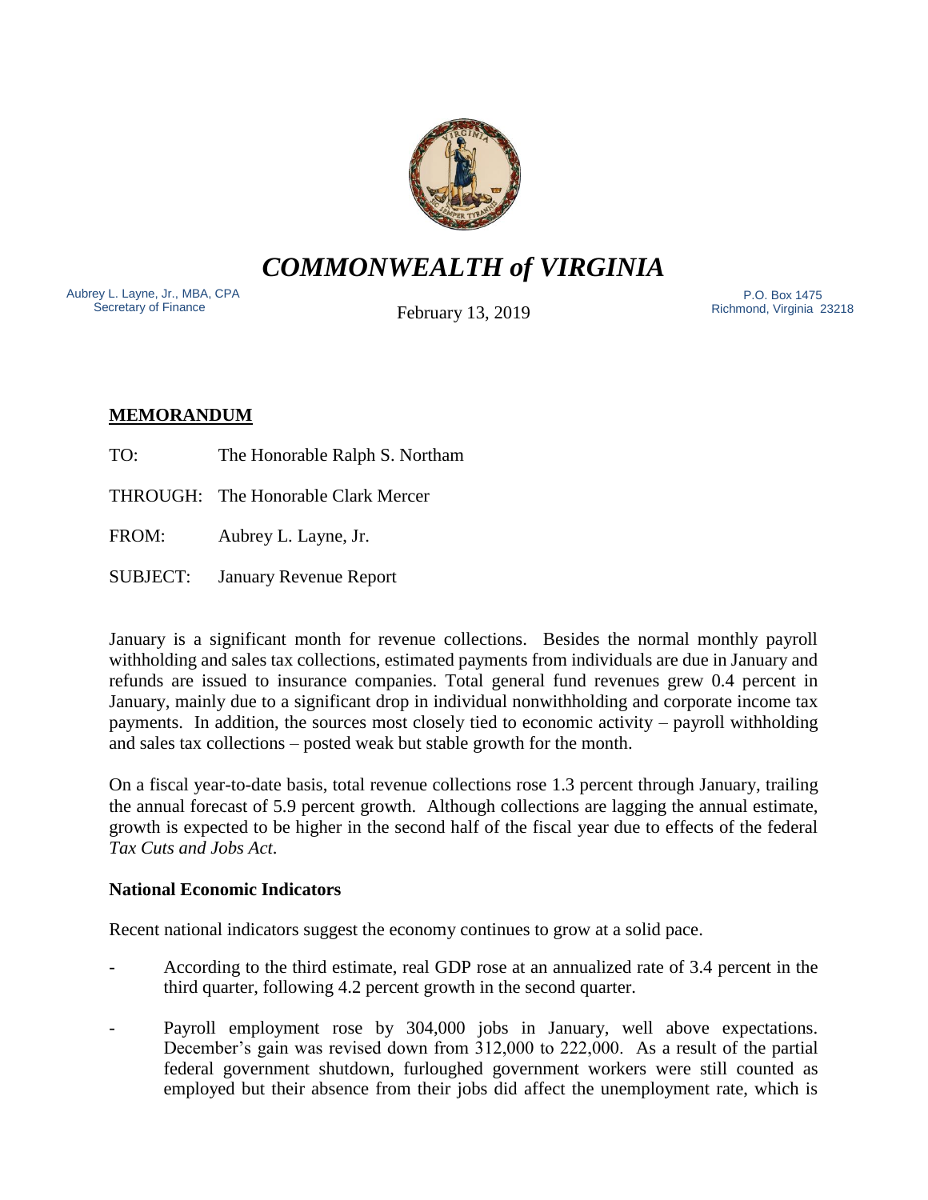# *COMMONWEALTH of VIRGINIA*

Aubrey L. Layne, Jr., MBA, CPA
Secretary of Finance

February 13, 2019

P.O. Box 1475
Richmond, Virginia 23218

## MEMORANDUM

TO: The Honorable Ralph S. Northam

THROUGH: The Honorable Clark Mercer

FROM: Aubrey L. Layne, Jr.

SUBJECT: January Revenue Report

January is a significant month for revenue collections. Besides the normal monthly payroll withholding and sales tax collections, estimated payments from individuals are due in January and refunds are issued to insurance companies. Total general fund revenues grew 0.4 percent in January, mainly due to a significant drop in individual nonwithholding and corporate income tax payments. In addition, the sources most closely tied to economic activity – payroll withholding and sales tax collections – posted weak but stable growth for the month.

On a fiscal year-to-date basis, total revenue collections rose 1.3 percent through January, trailing the annual forecast of 5.9 percent growth. Although collections are lagging the annual estimate, growth is expected to be higher in the second half of the fiscal year due to effects of the federal *Tax Cuts and Jobs Act*.

### National Economic Indicators

Recent national indicators suggest the economy continues to grow at a solid pace.

- According to the third estimate, real GDP rose at an annualized rate of 3.4 percent in the third quarter, following 4.2 percent growth in the second quarter.

- Payroll employment rose by 304,000 jobs in January, well above expectations. December's gain was revised down from 312,000 to 222,000. As a result of the partial federal government shutdown, furloughed government workers were still counted as employed but their absence from their jobs did affect the unemployment rate, which is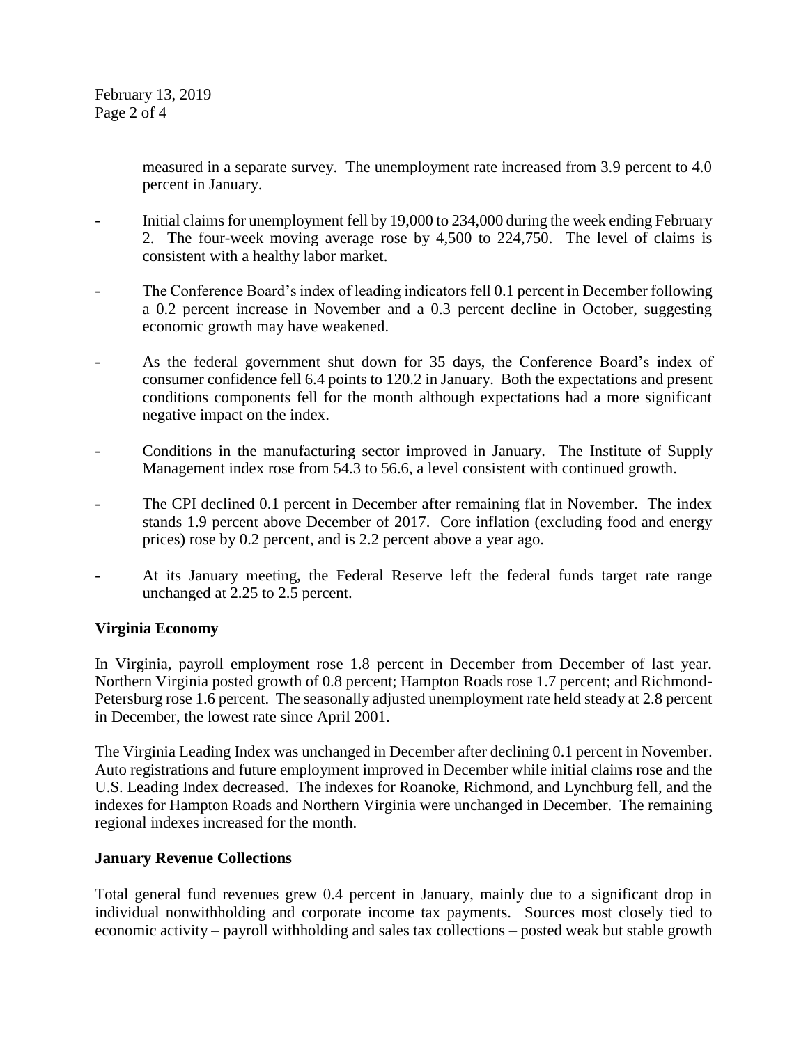measured in a separate survey. The unemployment rate increased from 3.9 percent to 4.0 percent in January.

- Initial claims for unemployment fell by 19,000 to 234,000 during the week ending February 2. The four-week moving average rose by 4,500 to 224,750. The level of claims is consistent with a healthy labor market.

- The Conference Board's index of leading indicators fell 0.1 percent in December following a 0.2 percent increase in November and a 0.3 percent decline in October, suggesting economic growth may have weakened.

- As the federal government shut down for 35 days, the Conference Board's index of consumer confidence fell 6.4 points to 120.2 in January. Both the expectations and present conditions components fell for the month although expectations had a more significant negative impact on the index.

- Conditions in the manufacturing sector improved in January. The Institute of Supply Management index rose from 54.3 to 56.6, a level consistent with continued growth.

- The CPI declined 0.1 percent in December after remaining flat in November. The index stands 1.9 percent above December of 2017. Core inflation (excluding food and energy prices) rose by 0.2 percent, and is 2.2 percent above a year ago.

- At its January meeting, the Federal Reserve left the federal funds target rate range unchanged at 2.25 to 2.5 percent.

**Virginia Economy**

In Virginia, payroll employment rose 1.8 percent in December from December of last year. Northern Virginia posted growth of 0.8 percent; Hampton Roads rose 1.7 percent; and Richmond-Petersburg rose 1.6 percent. The seasonally adjusted unemployment rate held steady at 2.8 percent in December, the lowest rate since April 2001.

The Virginia Leading Index was unchanged in December after declining 0.1 percent in November. Auto registrations and future employment improved in December while initial claims rose and the U.S. Leading Index decreased. The indexes for Roanoke, Richmond, and Lynchburg fell, and the indexes for Hampton Roads and Northern Virginia were unchanged in December. The remaining regional indexes increased for the month.

**January Revenue Collections**

Total general fund revenues grew 0.4 percent in January, mainly due to a significant drop in individual nonwithholding and corporate income tax payments. Sources most closely tied to economic activity – payroll withholding and sales tax collections – posted weak but stable growth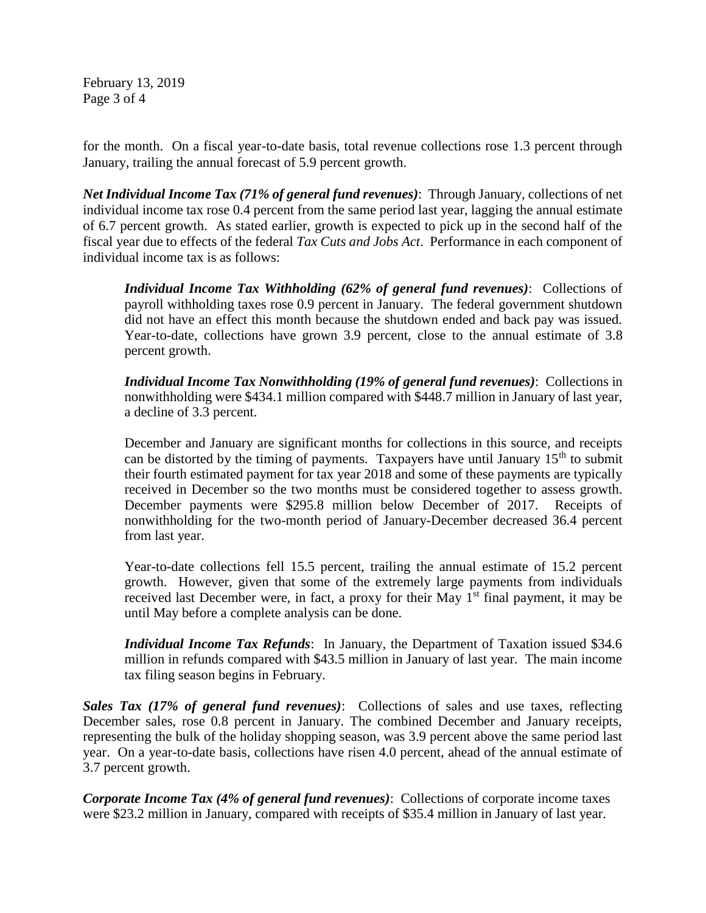for the month. On a fiscal year-to-date basis, total revenue collections rose 1.3 percent through January, trailing the annual forecast of 5.9 percent growth.

***Net Individual Income Tax (71% of general fund revenues)***: Through January, collections of net individual income tax rose 0.4 percent from the same period last year, lagging the annual estimate of 6.7 percent growth. As stated earlier, growth is expected to pick up in the second half of the fiscal year due to effects of the federal *Tax Cuts and Jobs Act*. Performance in each component of individual income tax is as follows:

> ***Individual Income Tax Withholding (62% of general fund revenues)***: Collections of payroll withholding taxes rose 0.9 percent in January. The federal government shutdown did not have an effect this month because the shutdown ended and back pay was issued. Year-to-date, collections have grown 3.9 percent, close to the annual estimate of 3.8 percent growth.
>
> ***Individual Income Tax Nonwithholding (19% of general fund revenues)***: Collections in nonwithholding were $434.1 million compared with $448.7 million in January of last year, a decline of 3.3 percent.
>
> December and January are significant months for collections in this source, and receipts can be distorted by the timing of payments. Taxpayers have until January 15th to submit their fourth estimated payment for tax year 2018 and some of these payments are typically received in December so the two months must be considered together to assess growth. December payments were $295.8 million below December of 2017. Receipts of nonwithholding for the two-month period of January-December decreased 36.4 percent from last year.
>
> Year-to-date collections fell 15.5 percent, trailing the annual estimate of 15.2 percent growth. However, given that some of the extremely large payments from individuals received last December were, in fact, a proxy for their May 1st final payment, it may be until May before a complete analysis can be done.
>
> ***Individual Income Tax Refunds***: In January, the Department of Taxation issued $34.6 million in refunds compared with $43.5 million in January of last year. The main income tax filing season begins in February.

***Sales Tax (17% of general fund revenues)***: Collections of sales and use taxes, reflecting December sales, rose 0.8 percent in January. The combined December and January receipts, representing the bulk of the holiday shopping season, was 3.9 percent above the same period last year. On a year-to-date basis, collections have risen 4.0 percent, ahead of the annual estimate of 3.7 percent growth.

***Corporate Income Tax (4% of general fund revenues)***: Collections of corporate income taxes were $23.2 million in January, compared with receipts of $35.4 million in January of last year.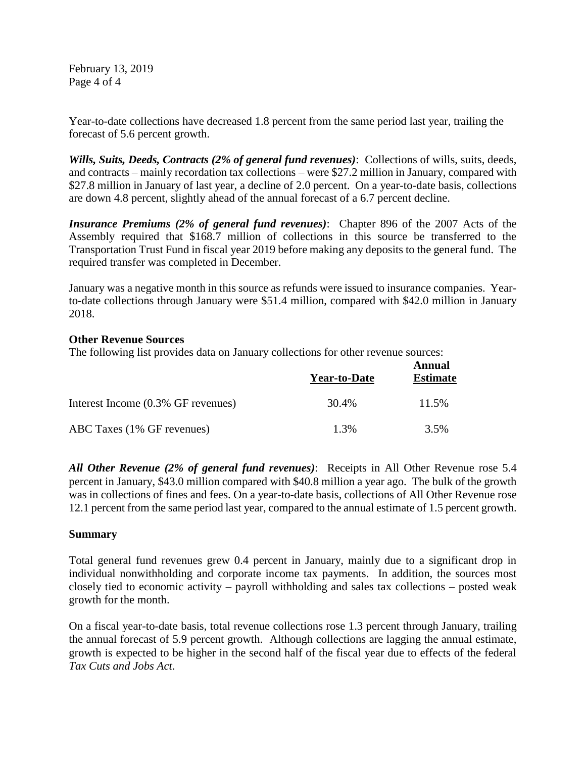Year-to-date collections have decreased 1.8 percent from the same period last year, trailing the forecast of 5.6 percent growth.

***Wills, Suits, Deeds, Contracts (2% of general fund revenues)***: Collections of wills, suits, deeds, and contracts – mainly recordation tax collections – were $27.2 million in January, compared with $27.8 million in January of last year, a decline of 2.0 percent. On a year-to-date basis, collections are down 4.8 percent, slightly ahead of the annual forecast of a 6.7 percent decline.

***Insurance Premiums (2% of general fund revenues)***: Chapter 896 of the 2007 Acts of the Assembly required that $168.7 million of collections in this source be transferred to the Transportation Trust Fund in fiscal year 2019 before making any deposits to the general fund. The required transfer was completed in December.

January was a negative month in this source as refunds were issued to insurance companies. Year-to-date collections through January were $51.4 million, compared with $42.0 million in January 2018.

**Other Revenue Sources**

The following list provides data on January collections for other revenue sources:

| | Year-to-Date | Annual Estimate |
|---|---|---|
| Interest Income (0.3% GF revenues) | 30.4% | 11.5% |
| ABC Taxes (1% GF revenues) | 1.3% | 3.5% |

***All Other Revenue (2% of general fund revenues)***: Receipts in All Other Revenue rose 5.4 percent in January, $43.0 million compared with $40.8 million a year ago. The bulk of the growth was in collections of fines and fees. On a year-to-date basis, collections of All Other Revenue rose 12.1 percent from the same period last year, compared to the annual estimate of 1.5 percent growth.

**Summary**

Total general fund revenues grew 0.4 percent in January, mainly due to a significant drop in individual nonwithholding and corporate income tax payments. In addition, the sources most closely tied to economic activity – payroll withholding and sales tax collections – posted weak growth for the month.

On a fiscal year-to-date basis, total revenue collections rose 1.3 percent through January, trailing the annual forecast of 5.9 percent growth. Although collections are lagging the annual estimate, growth is expected to be higher in the second half of the fiscal year due to effects of the federal *Tax Cuts and Jobs Act*.